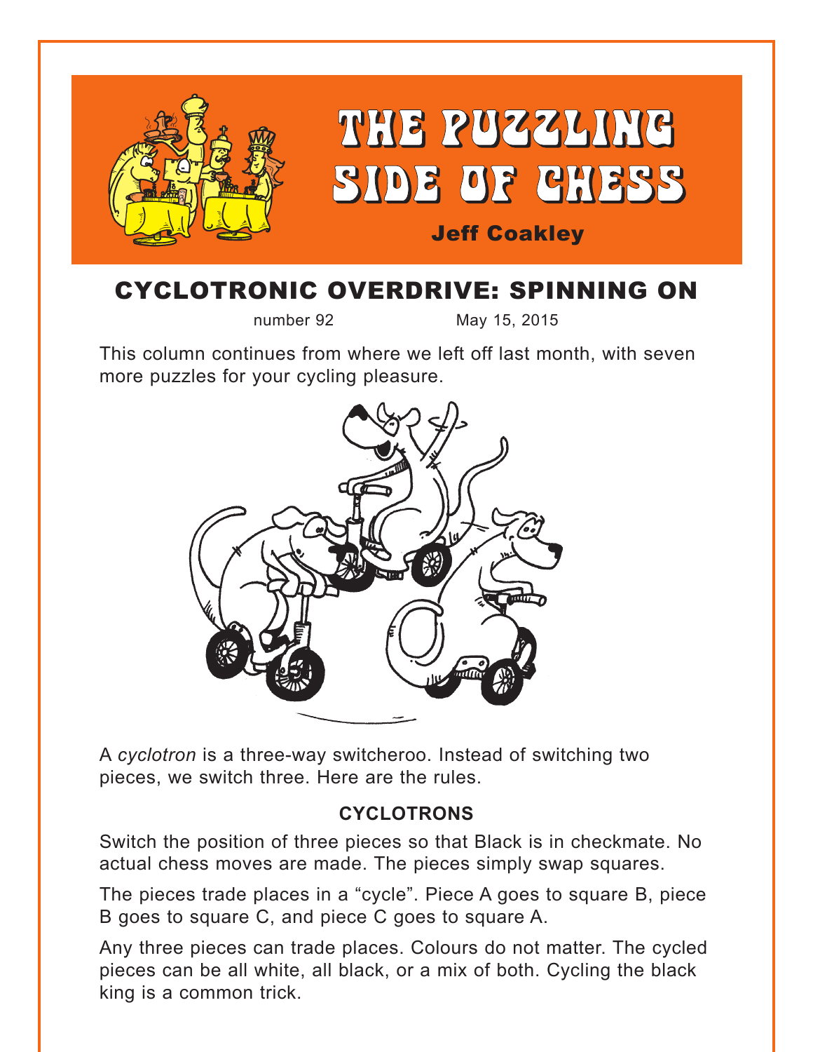# THE PUZZLING SIDE OF CHESS

**Jeff Coakley**

## CYCLOTRONIC OVERDRIVE: SPINNING ON

number 92 May 15, 2015

This column continues from where we left off last month, with seven more puzzles for your cycling pleasure.

A *cyclotron* is a three-way switcheroo. Instead of switching two pieces, we switch three. Here are the rules.

### CYCLOTRONS

Switch the position of three pieces so that Black is in checkmate. No actual chess moves are made. The pieces simply swap squares.

The pieces trade places in a "cycle". Piece A goes to square B, piece B goes to square C, and piece C goes to square A.

Any three pieces can trade places. Colours do not matter. The cycled pieces can be all white, all black, or a mix of both. Cycling the black king is a common trick.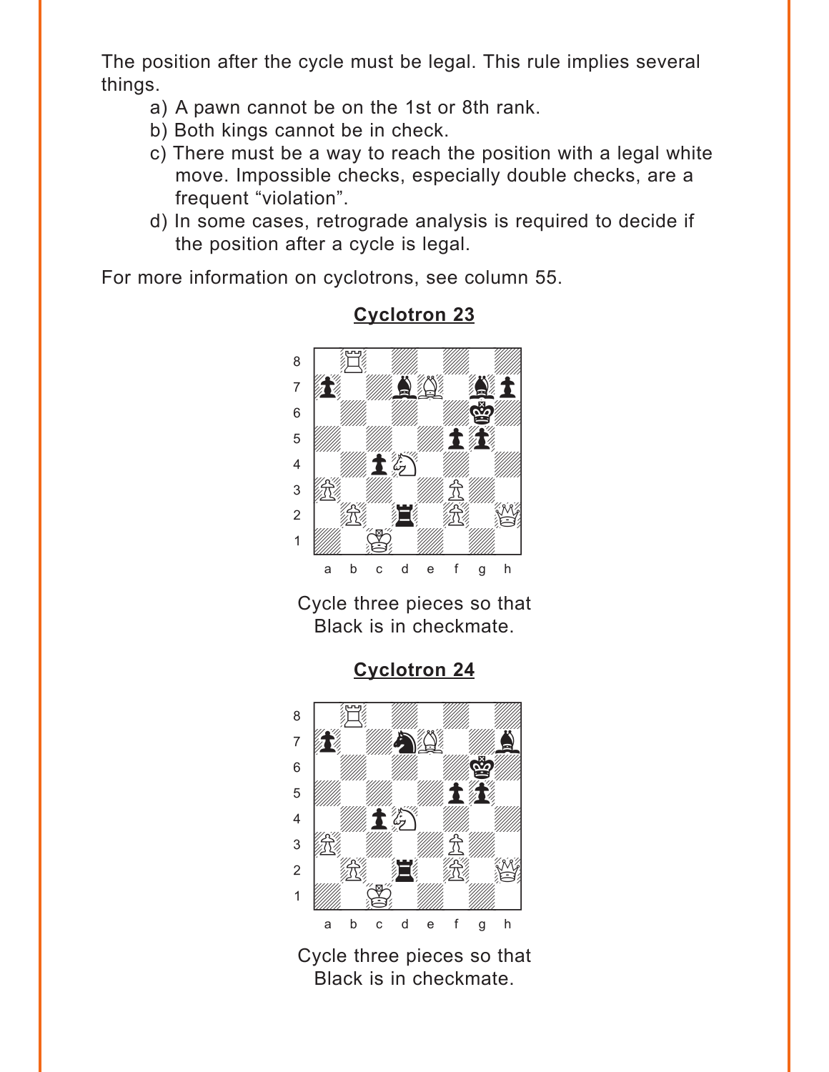The position after the cycle must be legal. This rule implies several things.

a) A pawn cannot be on the 1st or 8th rank.

b) Both kings cannot be in check.

c) There must be a way to reach the position with a legal white move. Impossible checks, especially double checks, are a frequent "violation".

d) In some cases, retrograde analysis is required to decide if the position after a cycle is legal.

For more information on cyclotrons, see column 55.

## Cyclotron 23

Cycle three pieces so that Black is in checkmate.

## Cyclotron 24

Cycle three pieces so that Black is in checkmate.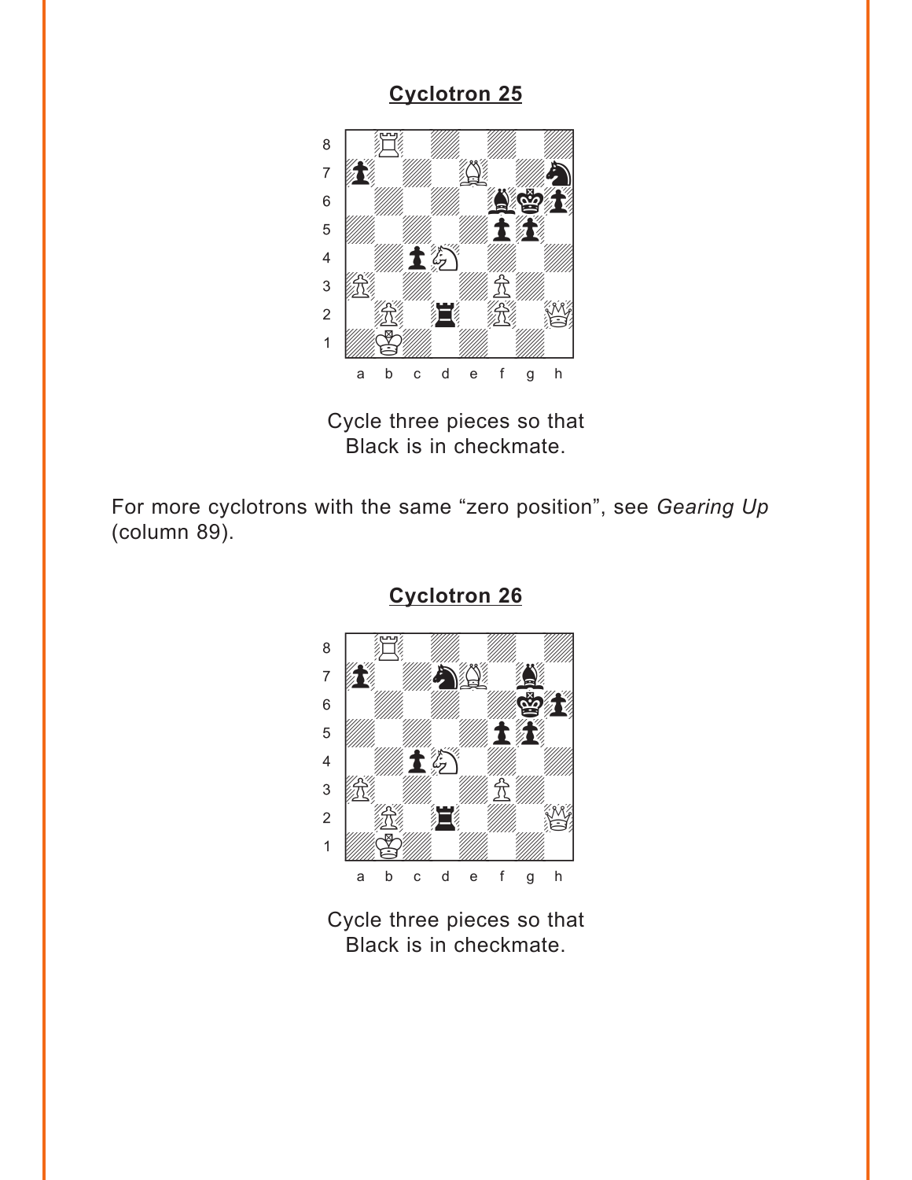## Cyclotron 25

Cycle three pieces so that Black is in checkmate.

For more cyclotrons with the same “zero position”, see *Gearing Up* (column 89).

## Cyclotron 26

Cycle three pieces so that Black is in checkmate.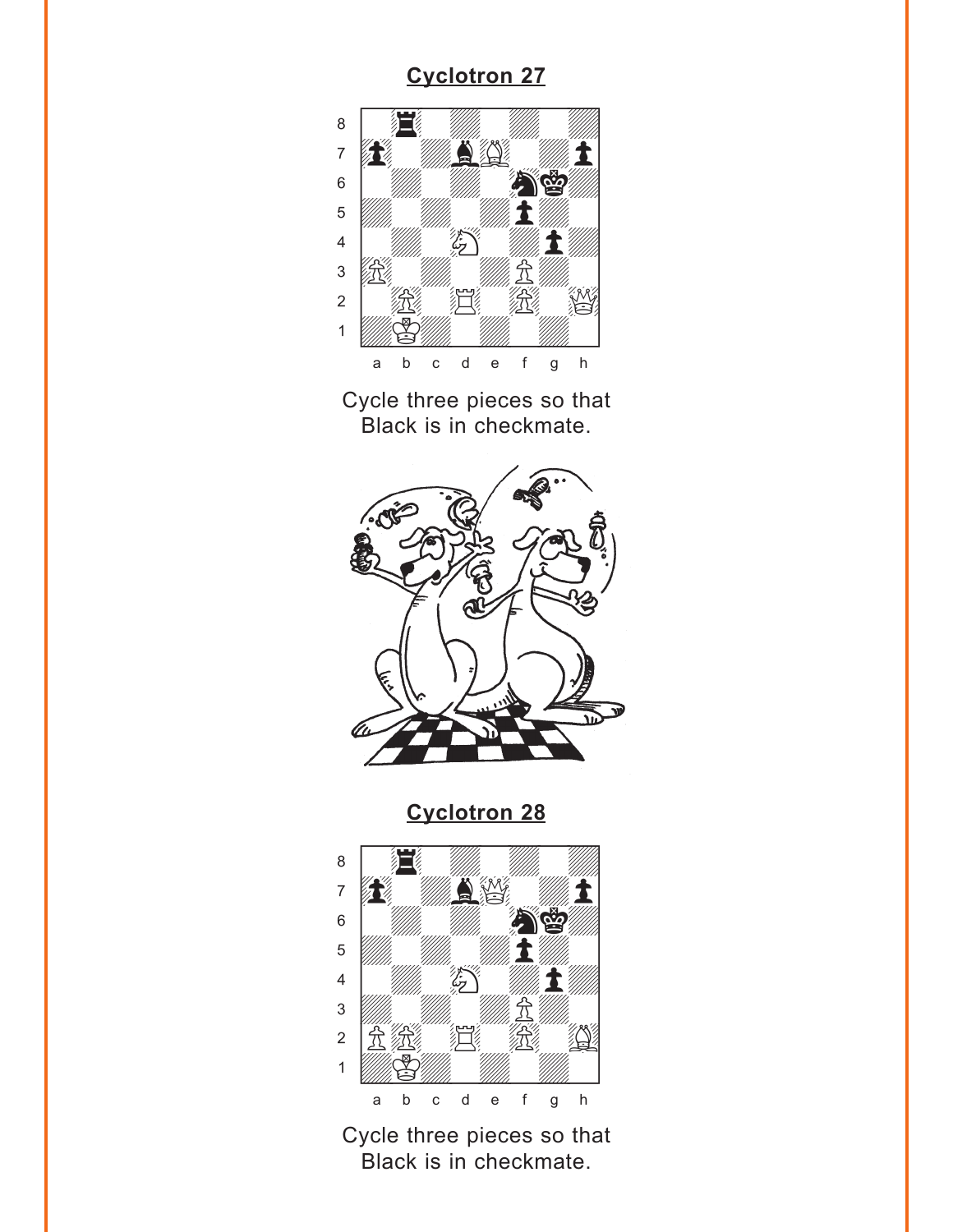## Cyclotron 27

Cycle three pieces so that Black is in checkmate.

## Cyclotron 28

Cycle three pieces so that Black is in checkmate.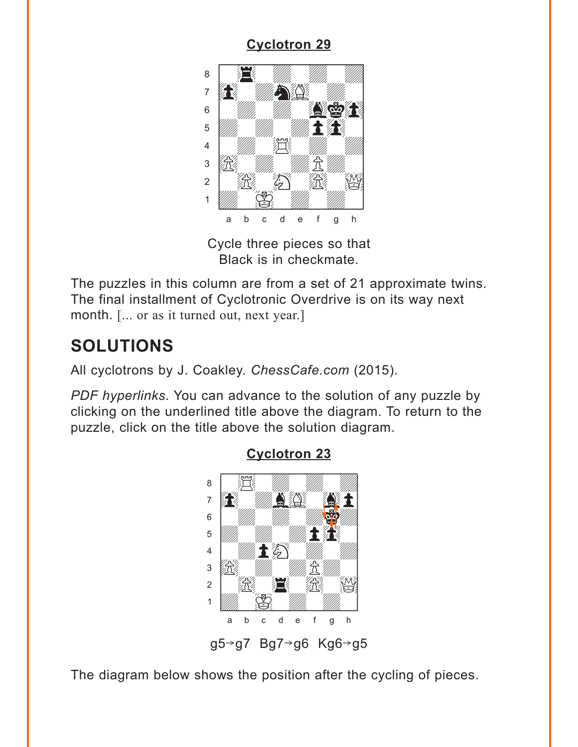**Cyclotron 29**

Cycle three pieces so that
Black is in checkmate.

The puzzles in this column are from a set of 21 approximate twins. The final installment of Cyclotronic Overdrive is on its way next month. [... or as it turned out, next year.]

## SOLUTIONS

All cyclotrons by J. Coakley. *ChessCafe.com* (2015).

*PDF hyperlinks*. You can advance to the solution of any puzzle by clicking on the underlined title above the diagram. To return to the puzzle, click on the title above the solution diagram.

**Cyclotron 23**

g5→g7 Bg7→g6 Kg6→g5

The diagram below shows the position after the cycling of pieces.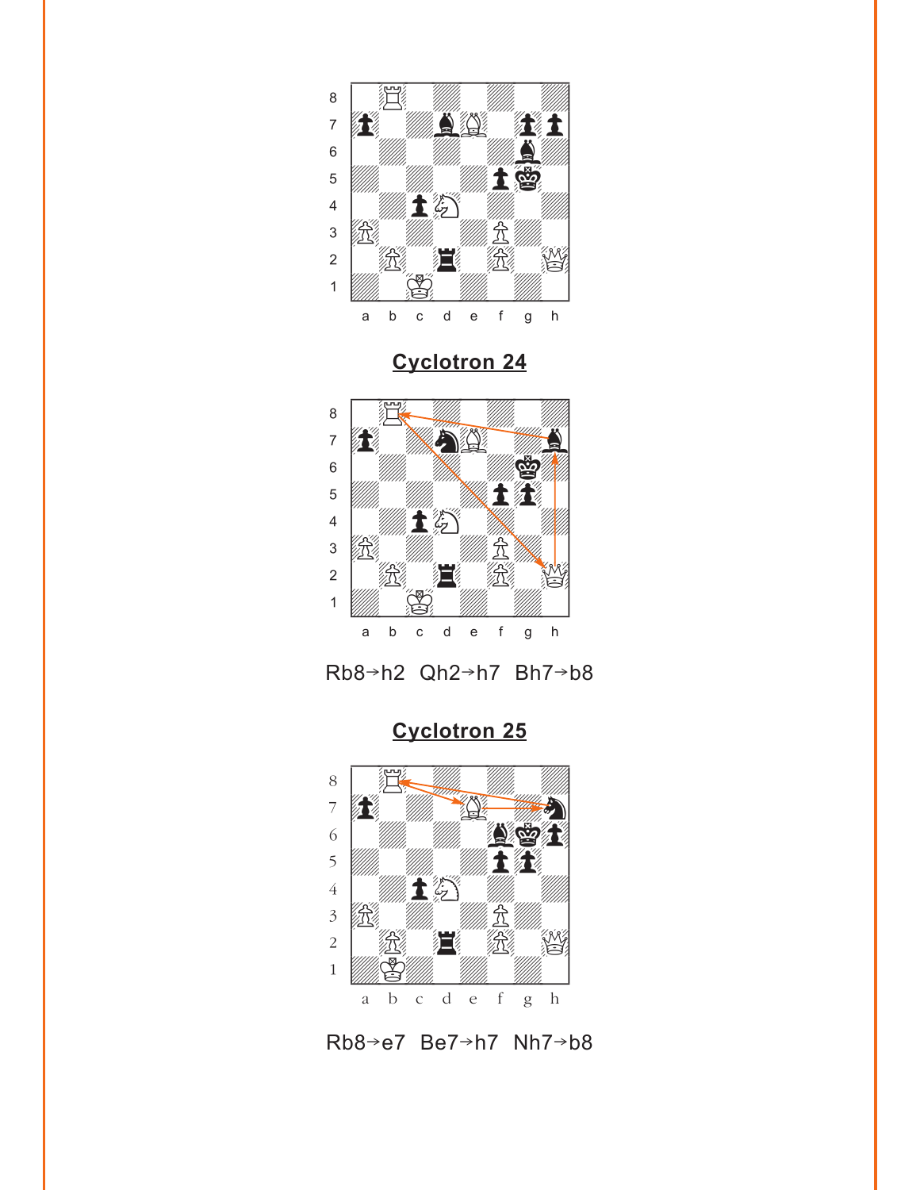## Cyclotron 24

Rb8→h2 Qh2→h7 Bh7→b8

## Cyclotron 25

Rb8→e7 Be7→h7 Nh7→b8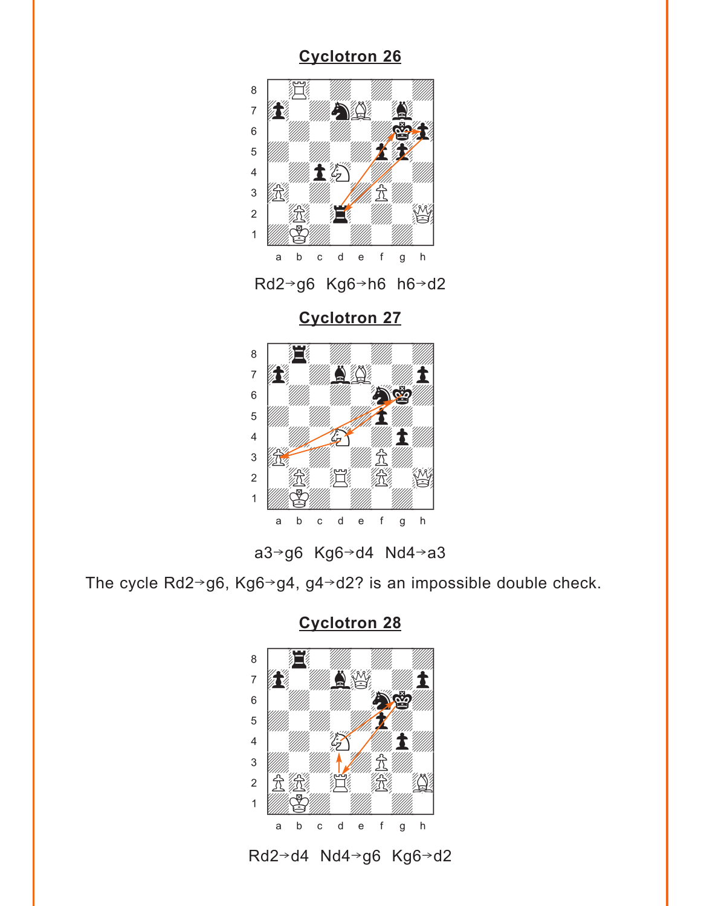## Cyclotron 26

Rd2→g6  Kg6→h6  h6→d2

## Cyclotron 27

a3→g6  Kg6→d4  Nd4→a3

The cycle Rd2→g6, Kg6→g4, g4→d2? is an impossible double check.

## Cyclotron 28

Rd2→d4  Nd4→g6  Kg6→d2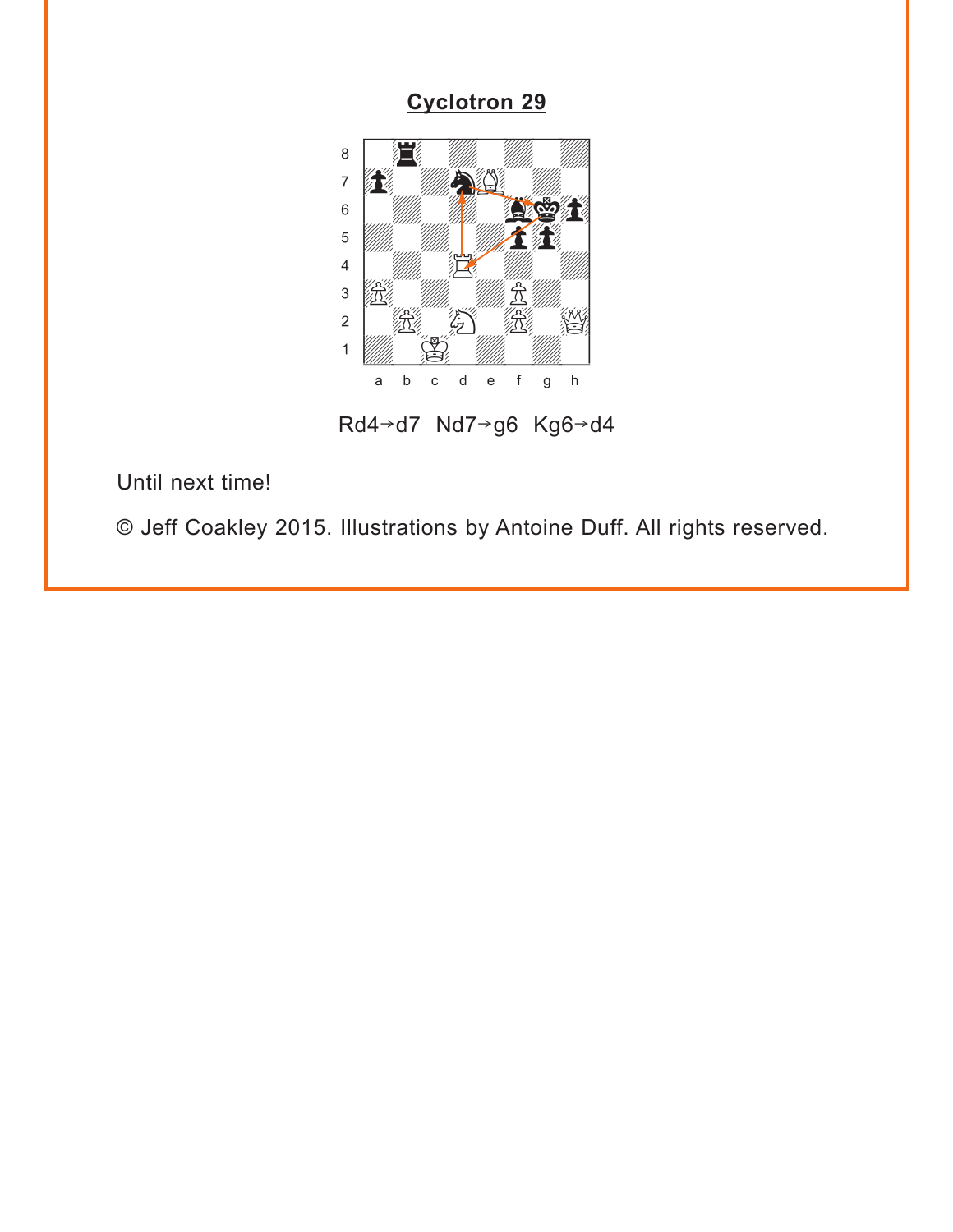**Cyclotron 29**

Rd4→d7 Nd7→g6 Kg6→d4

Until next time!

© Jeff Coakley 2015. Illustrations by Antoine Duff. All rights reserved.